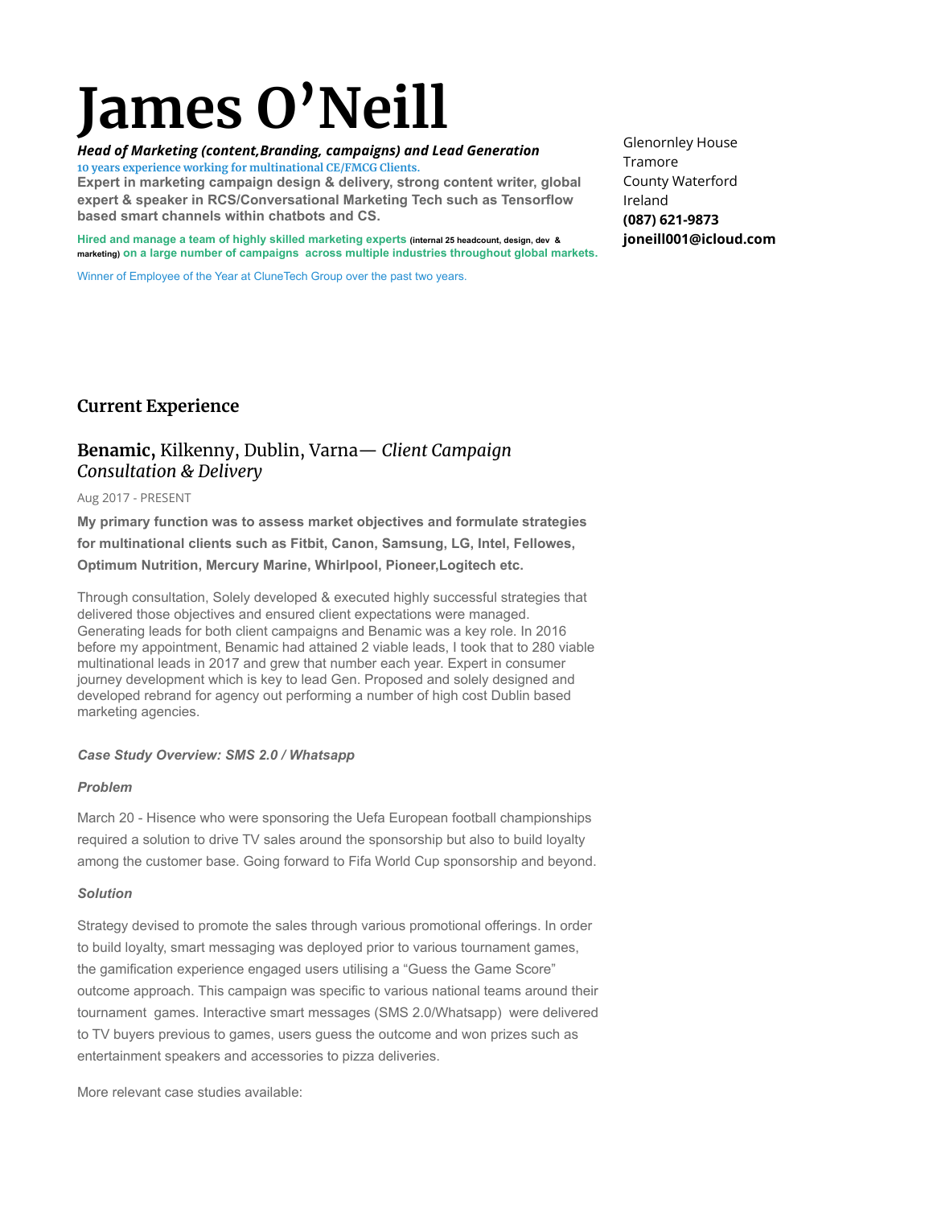# James O'Neill

***Head of Marketing (content,Branding, campaigns) and Lead Generation***

10 years experience working for multinational CE/FMCG Clients.

**Expert in marketing campaign design & delivery, strong content writer, global expert & speaker in RCS/Conversational Marketing Tech such as Tensorflow based smart channels within chatbots and CS.**

**Hired and manage a team of highly skilled marketing experts (internal 25 headcount, design, dev & marketing) on a large number of campaigns across multiple industries throughout global markets.**

Winner of Employee of the Year at CluneTech Group over the past two years.

Glenornley House
Tramore
County Waterford
Ireland
**(087) 621-9873**
**joneill001@icloud.com**

## Current Experience

### **Benamic,** Kilkenny, Dublin, Varna— *Client Campaign Consultation & Delivery*

Aug 2017 - PRESENT

**My primary function was to assess market objectives and formulate strategies for multinational clients such as Fitbit, Canon, Samsung, LG, Intel, Fellowes, Optimum Nutrition, Mercury Marine, Whirlpool, Pioneer,Logitech etc.**

Through consultation, Solely developed & executed highly successful strategies that delivered those objectives and ensured client expectations were managed. Generating leads for both client campaigns and Benamic was a key role. In 2016 before my appointment, Benamic had attained 2 viable leads, I took that to 280 viable multinational leads in 2017 and grew that number each year. Expert in consumer journey development which is key to lead Gen. Proposed and solely designed and developed rebrand for agency out performing a number of high cost Dublin based marketing agencies.

***Case Study Overview: SMS 2.0 / Whatsapp***

***Problem***

March 20 - Hisence who were sponsoring the Uefa European football championships required a solution to drive TV sales around the sponsorship but also to build loyalty among the customer base. Going forward to Fifa World Cup sponsorship and beyond.

***Solution***

Strategy devised to promote the sales through various promotional offerings. In order to build loyalty, smart messaging was deployed prior to various tournament games, the gamification experience engaged users utilising a "Guess the Game Score" outcome approach. This campaign was specific to various national teams around their tournament games. Interactive smart messages (SMS 2.0/Whatsapp) were delivered to TV buyers previous to games, users guess the outcome and won prizes such as entertainment speakers and accessories to pizza deliveries.

More relevant case studies available: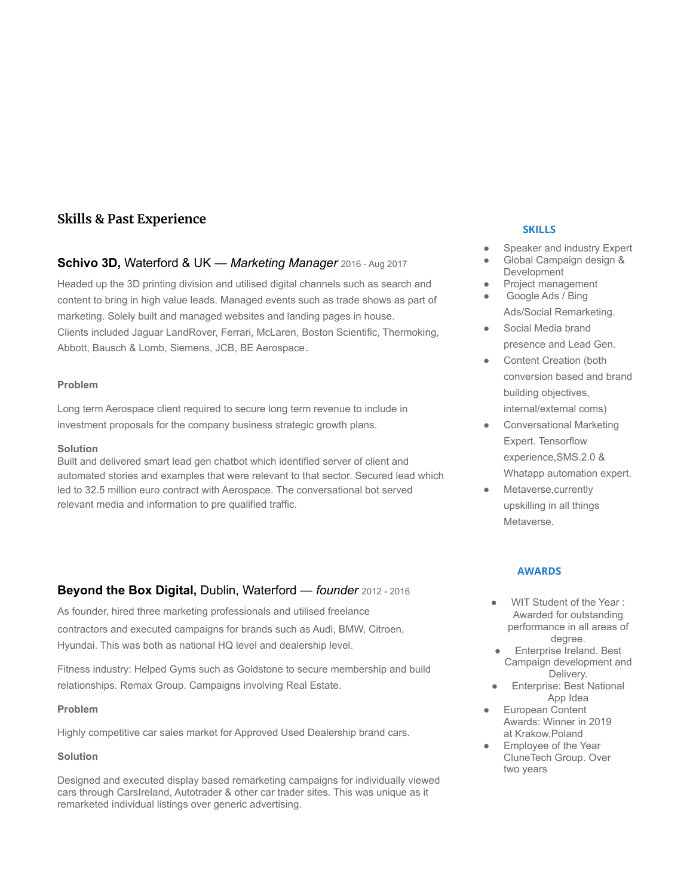## Skills & Past Experience

### **Schivo 3D,** Waterford & UK — *Marketing Manager* 2016 - Aug 2017

Headed up the 3D printing division and utilised digital channels such as search and content to bring in high value leads. Managed events such as trade shows as part of marketing. Solely built and managed websites and landing pages in house.
Clients included Jaguar LandRover, Ferrari, McLaren, Boston Scientific, Thermoking, Abbott, Bausch & Lomb, Siemens, JCB, BE Aerospace.

**Problem**

Long term Aerospace client required to secure long term revenue to include in investment proposals for the company business strategic growth plans.

**Solution**

Built and delivered smart lead gen chatbot which identified server of client and automated stories and examples that were relevant to that sector. Secured lead which led to 32.5 million euro contract with Aerospace. The conversational bot served relevant media and information to pre qualified traffic.

### **Beyond the Box Digital,** Dublin, Waterford — *founder* 2012 - 2016

As founder, hired three marketing professionals and utilised freelance contractors and executed campaigns for brands such as Audi, BMW, Citroen, Hyundai. This was both as national HQ level and dealership level.

Fitness industry: Helped Gyms such as Goldstone to secure membership and build relationships. Remax Group. Campaigns involving Real Estate.

**Problem**

Highly competitive car sales market for Approved Used Dealership brand cars.

**Solution**

Designed and executed display based remarketing campaigns for individually viewed cars through CarsIreland, Autotrader & other car trader sites. This was unique as it remarketed individual listings over generic advertising.

### SKILLS

- Speaker and industry Expert
- Global Campaign design & Development
- Project management
- Google Ads / Bing Ads/Social Remarketing.
- Social Media brand presence and Lead Gen.
- Content Creation (both conversion based and brand building objectives, internal/external coms)
- Conversational Marketing Expert. Tensorflow experience,SMS.2.0 & Whatapp automation expert.
- Metaverse,currently upskilling in all things Metaverse.

### AWARDS

- WIT Student of the Year : Awarded for outstanding performance in all areas of degree.
- Enterprise Ireland. Best Campaign development and Delivery.
- Enterprise: Best National App Idea
- European Content Awards: Winner in 2019 at Krakow,Poland
- Employee of the Year CluneTech Group. Over two years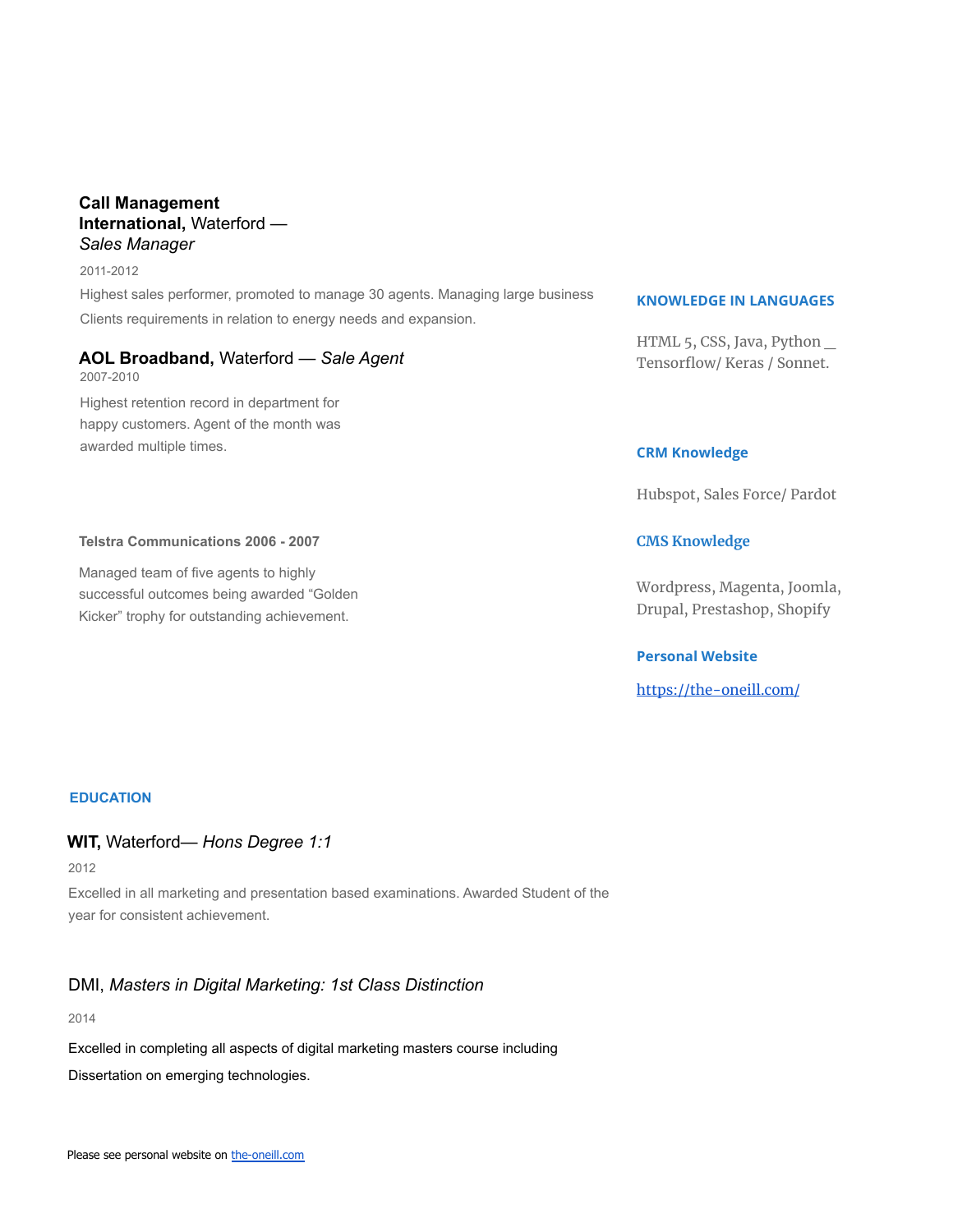### **Call Management International,** Waterford — *Sales Manager*

2011-2012

Highest sales performer, promoted to manage 30 agents. Managing large business Clients requirements in relation to energy needs and expansion.

### **AOL Broadband,** Waterford — *Sale Agent*

2007-2010

Highest retention record in department for happy customers. Agent of the month was awarded multiple times.

**Telstra Communications 2006 - 2007**

Managed team of five agents to highly successful outcomes being awarded “Golden Kicker” trophy for outstanding achievement.

## KNOWLEDGE IN LANGUAGES

HTML 5, CSS, Java, Python __ Tensorflow/ Keras / Sonnet.

## CRM Knowledge

Hubspot, Sales Force/ Pardot

## CMS Knowledge

Wordpress, Magenta, Joomla, Drupal, Prestashop, Shopify

## Personal Website

[https://the-oneill.com/](https://the-oneill.com/)

## EDUCATION

### **WIT,** Waterford— *Hons Degree 1:1*

2012

Excelled in all marketing and presentation based examinations. Awarded Student of the year for consistent achievement.

### DMI, *Masters in Digital Marketing: 1st Class Distinction*

2014

Excelled in completing all aspects of digital marketing masters course including Dissertation on emerging technologies.

Please see personal website on [the-oneill.com](https://the-oneill.com)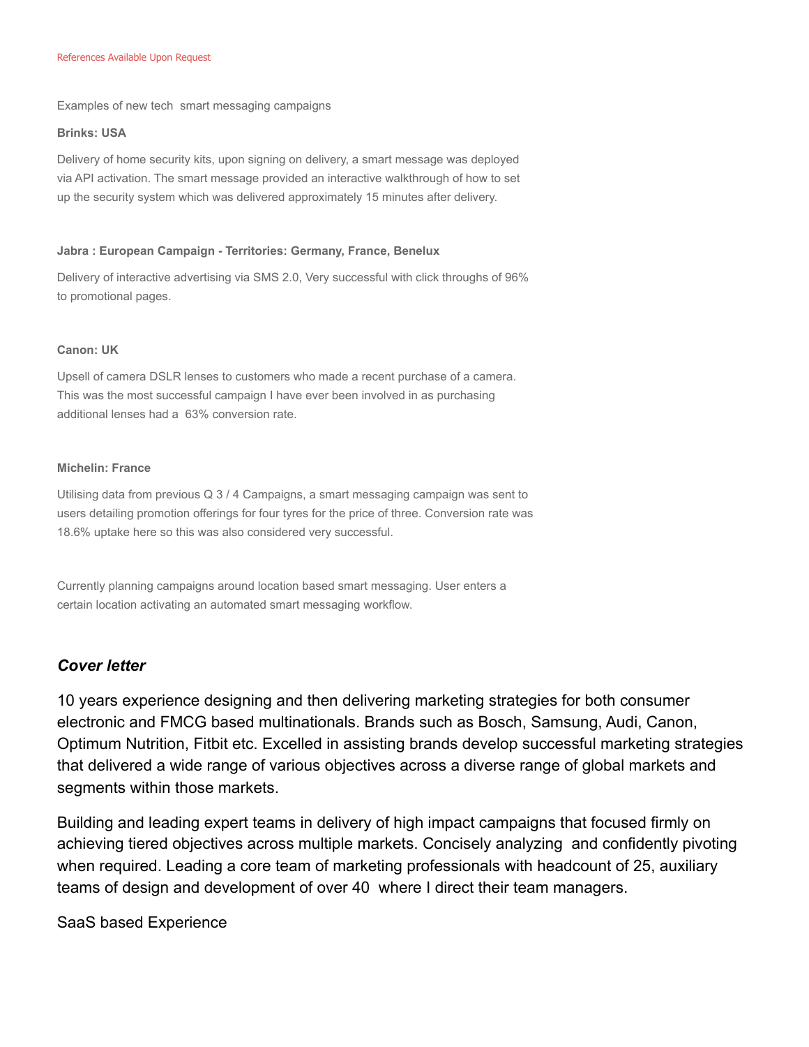References Available Upon Request

Examples of new tech  smart messaging campaigns

**Brinks: USA**

Delivery of home security kits, upon signing on delivery, a smart message was deployed via API activation. The smart message provided an interactive walkthrough of how to set up the security system which was delivered approximately 15 minutes after delivery.

**Jabra : European Campaign - Territories: Germany, France, Benelux**

Delivery of interactive advertising via SMS 2.0, Very successful with click throughs of 96% to promotional pages.

**Canon: UK**

Upsell of camera DSLR lenses to customers who made a recent purchase of a camera. This was the most successful campaign I have ever been involved in as purchasing additional lenses had a  63% conversion rate.

**Michelin: France**

Utilising data from previous Q 3 / 4 Campaigns, a smart messaging campaign was sent to users detailing promotion offerings for four tyres for the price of three. Conversion rate was 18.6% uptake here so this was also considered very successful.

Currently planning campaigns around location based smart messaging. User enters a certain location activating an automated smart messaging workflow.

### ***Cover letter***

10 years experience designing and then delivering marketing strategies for both consumer electronic and FMCG based multinationals. Brands such as Bosch, Samsung, Audi, Canon, Optimum Nutrition, Fitbit etc. Excelled in assisting brands develop successful marketing strategies that delivered a wide range of various objectives across a diverse range of global markets and segments within those markets.

Building and leading expert teams in delivery of high impact campaigns that focused firmly on achieving tiered objectives across multiple markets. Concisely analyzing  and confidently pivoting when required. Leading a core team of marketing professionals with headcount of 25, auxiliary teams of design and development of over 40  where I direct their team managers.

SaaS based Experience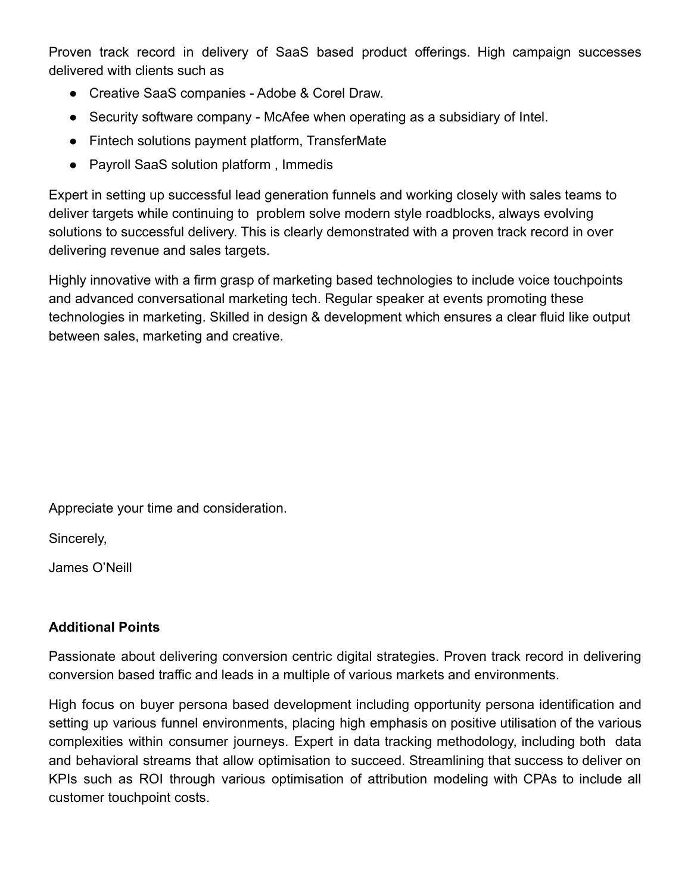Proven track record in delivery of SaaS based product offerings. High campaign successes delivered with clients such as

- Creative SaaS companies - Adobe & Corel Draw.
- Security software company - McAfee when operating as a subsidiary of Intel.
- Fintech solutions payment platform, TransferMate
- Payroll SaaS solution platform , Immedis

Expert in setting up successful lead generation funnels and working closely with sales teams to deliver targets while continuing to problem solve modern style roadblocks, always evolving solutions to successful delivery. This is clearly demonstrated with a proven track record in over delivering revenue and sales targets.

Highly innovative with a firm grasp of marketing based technologies to include voice touchpoints and advanced conversational marketing tech. Regular speaker at events promoting these technologies in marketing. Skilled in design & development which ensures a clear fluid like output between sales, marketing and creative.

Appreciate your time and consideration.

Sincerely,

James O'Neill

**Additional Points**

Passionate about delivering conversion centric digital strategies. Proven track record in delivering conversion based traffic and leads in a multiple of various markets and environments.

High focus on buyer persona based development including opportunity persona identification and setting up various funnel environments, placing high emphasis on positive utilisation of the various complexities within consumer journeys. Expert in data tracking methodology, including both data and behavioral streams that allow optimisation to succeed. Streamlining that success to deliver on KPIs such as ROI through various optimisation of attribution modeling with CPAs to include all customer touchpoint costs.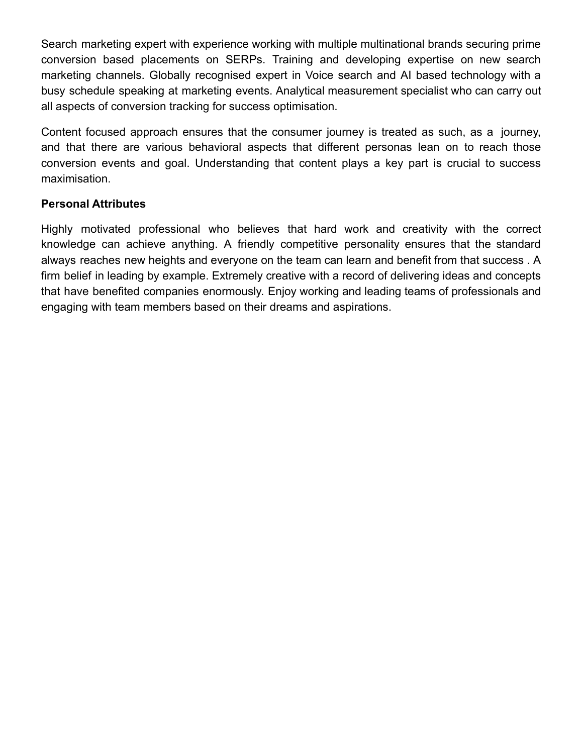Search marketing expert with experience working with multiple multinational brands securing prime conversion based placements on SERPs. Training and developing expertise on new search marketing channels. Globally recognised expert in Voice search and AI based technology with a busy schedule speaking at marketing events. Analytical measurement specialist who can carry out all aspects of conversion tracking for success optimisation.

Content focused approach ensures that the consumer journey is treated as such, as a journey, and that there are various behavioral aspects that different personas lean on to reach those conversion events and goal. Understanding that content plays a key part is crucial to success maximisation.

**Personal Attributes**

Highly motivated professional who believes that hard work and creativity with the correct knowledge can achieve anything. A friendly competitive personality ensures that the standard always reaches new heights and everyone on the team can learn and benefit from that success . A firm belief in leading by example. Extremely creative with a record of delivering ideas and concepts that have benefited companies enormously. Enjoy working and leading teams of professionals and engaging with team members based on their dreams and aspirations.